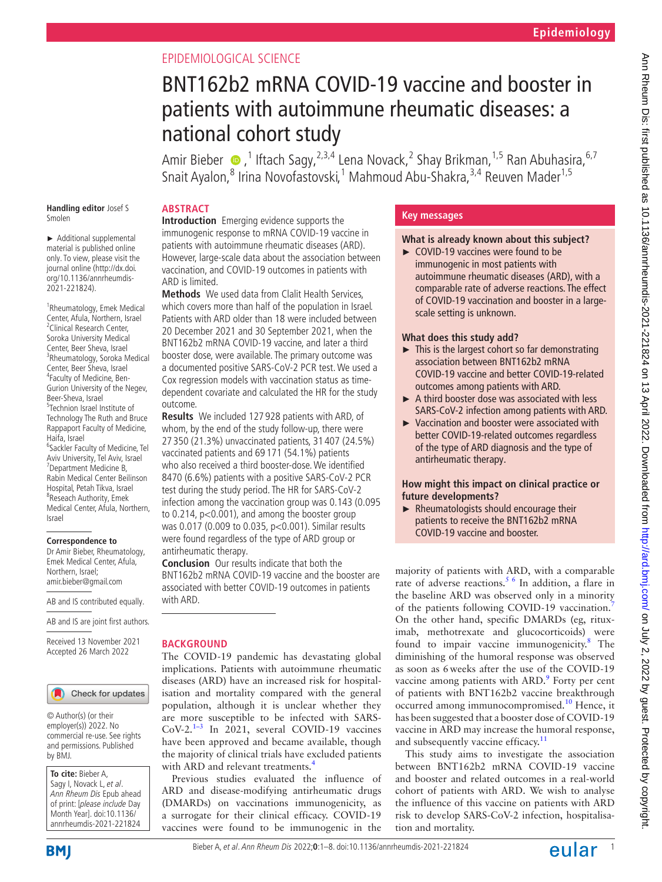EPIDEMIOLOGICAL SCIENCE

# BNT162b2 mRNA COVID-19 vaccine and booster in patients with autoimmune rheumatic diseases: a national cohort study

Amir Bieber,[1] Iftach Sagy,[2,3,4] Lena Novack,[2] Shay Brikman,[1,5] Ran Abuhasira,[6,7] Snait Ayalon,[8] Irina Novofastovski,[1] Mahmoud Abu-Shakra,[3,4] Reuven Mader[1,5]

Handling editor Josef S Smolen

► Additional supplemental material is published online only. To view, please visit the journal online (http://dx.doi.org/10.1136/annrheumdis-2021-221824).

[1]Rheumatology, Emek Medical Center, Afula, Northern, Israel
[2]Clinical Research Center, Soroka University Medical Center, Beer Sheva, Israel
[3]Rheumatology, Soroka Medical Center, Beer Sheva, Israel
[4]Faculty of Medicine, Ben-Gurion University of the Negev, Beer-Sheva, Israel
[5]Technion Israel Institute of Technology The Ruth and Bruce Rappaport Faculty of Medicine, Haifa, Israel
[6]Sackler Faculty of Medicine, Tel Aviv University, Tel Aviv, Israel
[7]Department Medicine B, Rabin Medical Center Beilinson Hospital, Petah Tikva, Israel
[8]Reseach Authority, Emek Medical Center, Afula, Northern, Israel

**Correspondence to**
Dr Amir Bieber, Rheumatology, Emek Medical Center, Afula, Northern, Israel; amir.bieber@gmail.com

AB and IS contributed equally.

AB and IS are joint first authors.

Received 13 November 2021
Accepted 26 March 2022

© Author(s) (or their employer(s)) 2022. No commercial re-use. See rights and permissions. Published by BMJ.

**To cite:** Bieber A, Sagy I, Novack L, *et al*. *Ann Rheum Dis* Epub ahead of print: [*please include* Day Month Year]. doi:10.1136/annrheumdis-2021-221824

## ABSTRACT

**Introduction** Emerging evidence supports the immunogenic response to mRNA COVID-19 vaccine in patients with autoimmune rheumatic diseases (ARD). However, large-scale data about the association between vaccination, and COVID-19 outcomes in patients with ARD is limited.

**Methods** We used data from Clalit Health Services, which covers more than half of the population in Israel. Patients with ARD older than 18 were included between 20 December 2021 and 30 September 2021, when the BNT162b2 mRNA COVID-19 vaccine, and later a third booster dose, were available. The primary outcome was a documented positive SARS-CoV-2 PCR test. We used a Cox regression models with vaccination status as time-dependent covariate and calculated the HR for the study outcome.

**Results** We included 127 928 patients with ARD, of whom, by the end of the study follow-up, there were 27 350 (21.3%) unvaccinated patients, 31 407 (24.5%) vaccinated patients and 69 171 (54.1%) patients who also received a third booster-dose. We identified 8470 (6.6%) patients with a positive SARS-CoV-2 PCR test during the study period. The HR for SARS-CoV-2 infection among the vaccination group was 0.143 (0.095 to 0.214, p<0.001), and among the booster group was 0.017 (0.009 to 0.035, p<0.001). Similar results were found regardless of the type of ARD group or antirheumatic therapy.

**Conclusion** Our results indicate that both the BNT162b2 mRNA COVID-19 vaccine and the booster are associated with better COVID-19 outcomes in patients with ARD.

## Key messages

**What is already known about this subject?**

- ► COVID-19 vaccines were found to be immunogenic in most patients with autoimmune rheumatic diseases (ARD), with a comparable rate of adverse reactions. The effect of COVID-19 vaccination and booster in a large-scale setting is unknown.

**What does this study add?**

- ► This is the largest cohort so far demonstrating association between BNT162b2 mRNA COVID-19 vaccine and better COVID-19-related outcomes among patients with ARD.
- ► A third booster dose was associated with less SARS-CoV-2 infection among patients with ARD.
- ► Vaccination and booster were associated with better COVID-19-related outcomes regardless of the type of ARD diagnosis and the type of antirheumatic therapy.

**How might this impact on clinical practice or future developments?**

- ► Rheumatologists should encourage their patients to receive the BNT162b2 mRNA COVID-19 vaccine and booster.

## BACKGROUND

The COVID-19 pandemic has devastating global implications. Patients with autoimmune rheumatic diseases (ARD) have an increased risk for hospitalisation and mortality compared with the general population, although it is unclear whether they are more susceptible to be infected with SARS-CoV-2.[1–3] In 2021, several COVID-19 vaccines have been approved and became available, though the majority of clinical trials have excluded patients with ARD and relevant treatments.[4]

Previous studies evaluated the influence of ARD and disease-modifying antirheumatic drugs (DMARDs) on vaccinations immunogenicity, as a surrogate for their clinical efficacy. COVID-19 vaccines were found to be immunogenic in the majority of patients with ARD, with a comparable rate of adverse reactions.[5 6] In addition, a flare in the baseline ARD was observed only in a minority of the patients following COVID-19 vaccination.[7] On the other hand, specific DMARDs (eg, rituximab, methotrexate and glucocorticoids) were found to impair vaccine immunogenicity.[8] The diminishing of the humoral response was observed as soon as 6 weeks after the use of the COVID-19 vaccine among patients with ARD.[9] Forty per cent of patients with BNT162b2 vaccine breakthrough occurred among immunocompromised.[10] Hence, it has been suggested that a booster dose of COVID-19 vaccine in ARD may increase the humoral response, and subsequently vaccine efficacy.[11]

This study aims to investigate the association between BNT162b2 mRNA COVID-19 vaccine and booster and related outcomes in a real-world cohort of patients with ARD. We wish to analyse the influence of this vaccine on patients with ARD risk to develop SARS-CoV-2 infection, hospitalisation and mortality.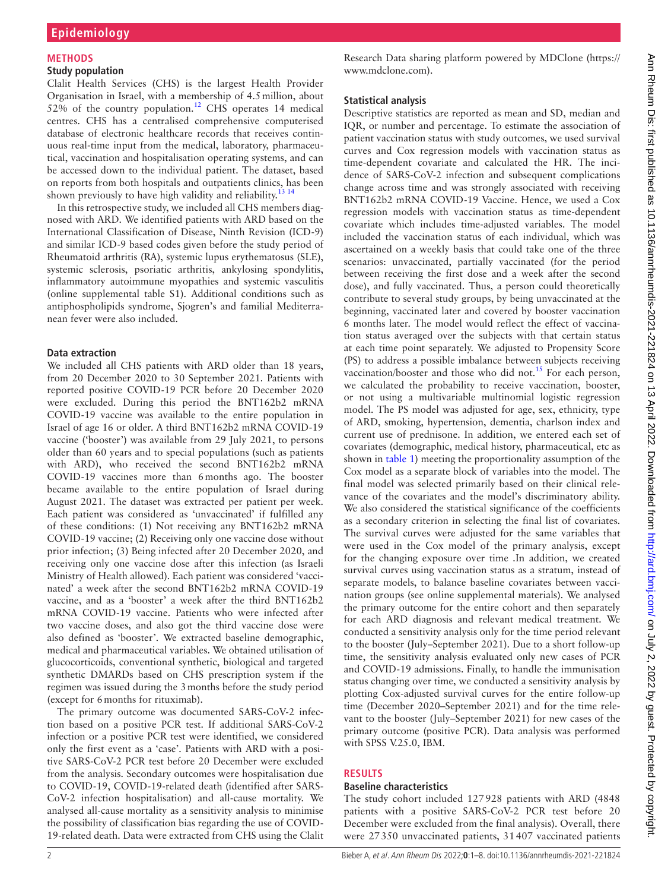## METHODS

### Study population

Clalit Health Services (CHS) is the largest Health Provider Organisation in Israel, with a membership of 4.5 million, about 52% of the country population.[12] CHS operates 14 medical centres. CHS has a centralised comprehensive computerised database of electronic healthcare records that receives continuous real-time input from the medical, laboratory, pharmaceutical, vaccination and hospitalisation operating systems, and can be accessed down to the individual patient. The dataset, based on reports from both hospitals and outpatients clinics, has been shown previously to have high validity and reliability.[13 14]

In this retrospective study, we included all CHS members diagnosed with ARD. We identified patients with ARD based on the International Classification of Disease, Ninth Revision (ICD-9) and similar ICD-9 based codes given before the study period of Rheumatoid arthritis (RA), systemic lupus erythematosus (SLE), systemic sclerosis, psoriatic arthritis, ankylosing spondylitis, inflammatory autoimmune myopathies and systemic vasculitis (online supplemental table S1). Additional conditions such as antiphospholipids syndrome, Sjogren's and familial Mediterranean fever were also included.

### Data extraction

We included all CHS patients with ARD older than 18 years, from 20 December 2020 to 30 September 2021. Patients with reported positive COVID-19 PCR before 20 December 2020 were excluded. During this period the BNT162b2 mRNA COVID-19 vaccine was available to the entire population in Israel of age 16 or older. A third BNT162b2 mRNA COVID-19 vaccine ('booster') was available from 29 July 2021, to persons older than 60 years and to special populations (such as patients with ARD), who received the second BNT162b2 mRNA COVID-19 vaccines more than 6 months ago. The booster became available to the entire population of Israel during August 2021. The dataset was extracted per patient per week. Each patient was considered as 'unvaccinated' if fulfilled any of these conditions: (1) Not receiving any BNT162b2 mRNA COVID-19 vaccine; (2) Receiving only one vaccine dose without prior infection; (3) Being infected after 20 December 2020, and receiving only one vaccine dose after this infection (as Israeli Ministry of Health allowed). Each patient was considered 'vaccinated' a week after the second BNT162b2 mRNA COVID-19 vaccine, and as a 'booster' a week after the third BNT162b2 mRNA COVID-19 vaccine. Patients who were infected after two vaccine doses, and also got the third vaccine dose were also defined as 'booster'. We extracted baseline demographic, medical and pharmaceutical variables. We obtained utilisation of glucocorticoids, conventional synthetic, biological and targeted synthetic DMARDs based on CHS prescription system if the regimen was issued during the 3 months before the study period (except for 6 months for rituximab).

The primary outcome was documented SARS-CoV-2 infection based on a positive PCR test. If additional SARS-CoV-2 infection or a positive PCR test were identified, we considered only the first event as a 'case'. Patients with ARD with a positive SARS-CoV-2 PCR test before 20 December were excluded from the analysis. Secondary outcomes were hospitalisation due to COVID-19, COVID-19-related death (identified after SARS-CoV-2 infection hospitalisation) and all-cause mortality. We analysed all-cause mortality as a sensitivity analysis to minimise the possibility of classification bias regarding the use of COVID-19-related death. Data were extracted from CHS using the Clalit Research Data sharing platform powered by MDClone (https://www.mdclone.com).

### Statistical analysis

Descriptive statistics are reported as mean and SD, median and IQR, or number and percentage. To estimate the association of patient vaccination status with study outcomes, we used survival curves and Cox regression models with vaccination status as time-dependent covariate and calculated the HR. The incidence of SARS-CoV-2 infection and subsequent complications change across time and was strongly associated with receiving BNT162b2 mRNA COVID-19 Vaccine. Hence, we used a Cox regression models with vaccination status as time-dependent covariate which includes time-adjusted variables. The model included the vaccination status of each individual, which was ascertained on a weekly basis that could take one of the three scenarios: unvaccinated, partially vaccinated (for the period between receiving the first dose and a week after the second dose), and fully vaccinated. Thus, a person could theoretically contribute to several study groups, by being unvaccinated at the beginning, vaccinated later and covered by booster vaccination 6 months later. The model would reflect the effect of vaccination status averaged over the subjects with that certain status at each time point separately. We adjusted to Propensity Score (PS) to address a possible imbalance between subjects receiving vaccination/booster and those who did not.[15] For each person, we calculated the probability to receive vaccination, booster, or not using a multivariable multinomial logistic regression model. The PS model was adjusted for age, sex, ethnicity, type of ARD, smoking, hypertension, dementia, charlson index and current use of prednisone. In addition, we entered each set of covariates (demographic, medical history, pharmaceutical, etc as shown in table 1) meeting the proportionality assumption of the Cox model as a separate block of variables into the model. The final model was selected primarily based on their clinical relevance of the covariates and the model's discriminatory ability. We also considered the statistical significance of the coefficients as a secondary criterion in selecting the final list of covariates. The survival curves were adjusted for the same variables that were used in the Cox model of the primary analysis, except for the changing exposure over time .In addition, we created survival curves using vaccination status as a stratum, instead of separate models, to balance baseline covariates between vaccination groups (see online supplemental materials). We analysed the primary outcome for the entire cohort and then separately for each ARD diagnosis and relevant medical treatment. We conducted a sensitivity analysis only for the time period relevant to the booster (July–September 2021). Due to a short follow-up time, the sensitivity analysis evaluated only new cases of PCR and COVID-19 admissions. Finally, to handle the immunisation status changing over time, we conducted a sensitivity analysis by plotting Cox-adjusted survival curves for the entire follow-up time (December 2020–September 2021) and for the time relevant to the booster (July–September 2021) for new cases of the primary outcome (positive PCR). Data analysis was performed with SPSS V.25.0, IBM.

## RESULTS

### Baseline characteristics

The study cohort included 127 928 patients with ARD (4848 patients with a positive SARS-CoV-2 PCR test before 20 December were excluded from the final analysis). Overall, there were 27 350 unvaccinated patients, 31 407 vaccinated patients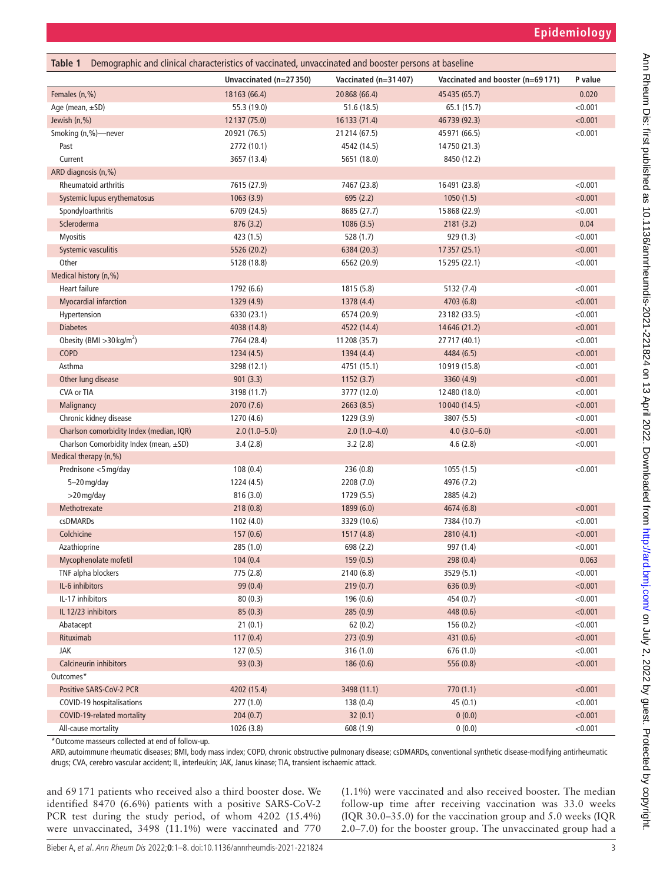**Table 1** Demographic and clinical characteristics of vaccinated, unvaccinated and booster persons at baseline

| | Unvaccinated (n=27 350) | Vaccinated (n=31 407) | Vaccinated and booster (n=69 171) | P value |
|---|---|---|---|---|
| Females (n,%) | 18 163 (66.4) | 20 868 (66.4) | 45 435 (65.7) | 0.020 |
| Age (mean, ±SD) | 55.3 (19.0) | 51.6 (18.5) | 65.1 (15.7) | <0.001 |
| Jewish (n,%) | 12 137 (75.0) | 16 133 (71.4) | 46 739 (92.3) | <0.001 |
| Smoking (n,%)—never | 20 921 (76.5) | 21 214 (67.5) | 45 971 (66.5) | <0.001 |
| Past | 2772 (10.1) | 4542 (14.5) | 14 750 (21.3) | |
| Current | 3657 (13.4) | 5651 (18.0) | 8450 (12.2) | |
| ARD diagnosis (n,%) | | | | |
| Rheumatoid arthritis | 7615 (27.9) | 7467 (23.8) | 16 491 (23.8) | <0.001 |
| Systemic lupus erythematosus | 1063 (3.9) | 695 (2.2) | 1050 (1.5) | <0.001 |
| Spondyloarthritis | 6709 (24.5) | 8685 (27.7) | 15 868 (22.9) | <0.001 |
| Scleroderma | 876 (3.2) | 1086 (3.5) | 2181 (3.2) | 0.04 |
| Myositis | 423 (1.5) | 528 (1.7) | 929 (1.3) | <0.001 |
| Systemic vasculitis | 5526 (20.2) | 6384 (20.3) | 17 357 (25.1) | <0.001 |
| Other | 5128 (18.8) | 6562 (20.9) | 15 295 (22.1) | <0.001 |
| Medical history (n,%) | | | | |
| Heart failure | 1792 (6.6) | 1815 (5.8) | 5132 (7.4) | <0.001 |
| Myocardial infarction | 1329 (4.9) | 1378 (4.4) | 4703 (6.8) | <0.001 |
| Hypertension | 6330 (23.1) | 6574 (20.9) | 23 182 (33.5) | <0.001 |
| Diabetes | 4038 (14.8) | 4522 (14.4) | 14 646 (21.2) | <0.001 |
| Obesity (BMI >30 kg/m$^2$) | 7764 (28.4) | 11 208 (35.7) | 27 717 (40.1) | <0.001 |
| COPD | 1234 (4.5) | 1394 (4.4) | 4484 (6.5) | <0.001 |
| Asthma | 3298 (12.1) | 4751 (15.1) | 10 919 (15.8) | <0.001 |
| Other lung disease | 901 (3.3) | 1152 (3.7) | 3360 (4.9) | <0.001 |
| CVA or TIA | 3198 (11.7) | 3777 (12.0) | 12 480 (18.0) | <0.001 |
| Malignancy | 2070 (7.6) | 2663 (8.5) | 10 040 (14.5) | <0.001 |
| Chronic kidney disease | 1270 (4.6) | 1229 (3.9) | 3807 (5.5) | <0.001 |
| Charlson comorbidity Index (median, IQR) | 2.0 (1.0–5.0) | 2.0 (1.0–4.0) | 4.0 (3.0–6.0) | <0.001 |
| Charlson Comorbidity Index (mean, ±SD) | 3.4 (2.8) | 3.2 (2.8) | 4.6 (2.8) | <0.001 |
| Medical therapy (n,%) | | | | |
| Prednisone <5 mg/day | 108 (0.4) | 236 (0.8) | 1055 (1.5) | <0.001 |
| 5–20 mg/day | 1224 (4.5) | 2208 (7.0) | 4976 (7.2) | |
| >20 mg/day | 816 (3.0) | 1729 (5.5) | 2885 (4.2) | |
| Methotrexate | 218 (0.8) | 1899 (6.0) | 4674 (6.8) | <0.001 |
| csDMARDs | 1102 (4.0) | 3329 (10.6) | 7384 (10.7) | <0.001 |
| Colchicine | 157 (0.6) | 1517 (4.8) | 2810 (4.1) | <0.001 |
| Azathioprine | 285 (1.0) | 698 (2.2) | 997 (1.4) | <0.001 |
| Mycophenolate mofetil | 104 (0.4 | 159 (0.5) | 298 (0.4) | 0.063 |
| TNF alpha blockers | 775 (2.8) | 2140 (6.8) | 3529 (5.1) | <0.001 |
| IL-6 inhibitors | 99 (0.4) | 219 (0.7) | 636 (0.9) | <0.001 |
| IL-17 inhibitors | 80 (0.3) | 196 (0.6) | 454 (0.7) | <0.001 |
| IL 12/23 inhibitors | 85 (0.3) | 285 (0.9) | 448 (0.6) | <0.001 |
| Abatacept | 21 (0.1) | 62 (0.2) | 156 (0.2) | <0.001 |
| Rituximab | 117 (0.4) | 273 (0.9) | 431 (0.6) | <0.001 |
| JAK | 127 (0.5) | 316 (1.0) | 676 (1.0) | <0.001 |
| Calcineurin inhibitors | 93 (0.3) | 186 (0.6) | 556 (0.8) | <0.001 |
| Outcomes* | | | | |
| Positive SARS-CoV-2 PCR | 4202 (15.4) | 3498 (11.1) | 770 (1.1) | <0.001 |
| COVID-19 hospitalisations | 277 (1.0) | 138 (0.4) | 45 (0.1) | <0.001 |
| COVID-19-related mortality | 204 (0.7) | 32 (0.1) | 0 (0.0) | <0.001 |
| All-cause mortality | 1026 (3.8) | 608 (1.9) | 0 (0.0) | <0.001 |

*Outcome masseurs collected at end of follow-up.

ARD, autoimmune rheumatic diseases; BMI, body mass index; COPD, chronic obstructive pulmonary disease; csDMARDs, conventional synthetic disease-modifying antirheumatic drugs; CVA, cerebro vascular accident; IL, interleukin; JAK, Janus kinase; TIA, transient ischaemic attack.

and 69 171 patients who received also a third booster dose. We identified 8470 (6.6%) patients with a positive SARS-CoV-2 PCR test during the study period, of whom 4202 (15.4%) were unvaccinated, 3498 (11.1%) were vaccinated and 770 (1.1%) were vaccinated and also received booster. The median follow-up time after receiving vaccination was 33.0 weeks (IQR 30.0–35.0) for the vaccination group and 5.0 weeks (IQR 2.0–7.0) for the booster group. The unvaccinated group had a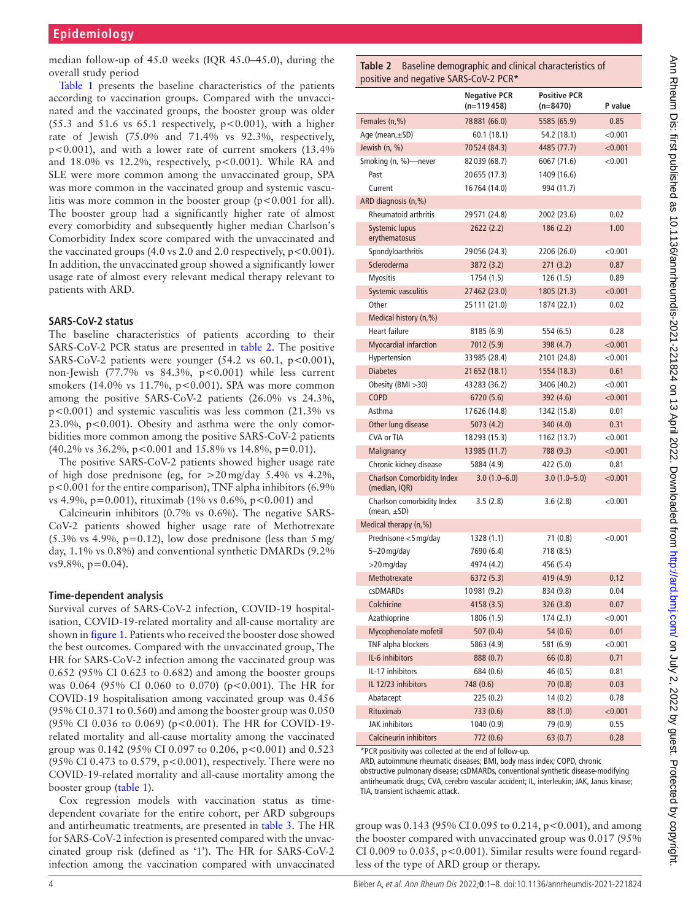median follow-up of 45.0 weeks (IQR 45.0–45.0), during the overall study period

Table 1 presents the baseline characteristics of the patients according to vaccination groups. Compared with the unvaccinated and the vaccinated groups, the booster group was older (55.3 and 51.6 vs 65.1 respectively, p<0.001), with a higher rate of Jewish (75.0% and 71.4% vs 92.3%, respectively, p<0.001), and with a lower rate of current smokers (13.4% and 18.0% vs 12.2%, respectively, p<0.001). While RA and SLE were more common among the unvaccinated group, SPA was more common in the vaccinated group and systemic vasculitis was more common in the booster group (p<0.001 for all). The booster group had a significantly higher rate of almost every comorbidity and subsequently higher median Charlson's Comorbidity Index score compared with the unvaccinated and the vaccinated groups (4.0 vs 2.0 and 2.0 respectively, p<0.001). In addition, the unvaccinated group showed a significantly lower usage rate of almost every relevant medical therapy relevant to patients with ARD.

### SARS-CoV-2 status

The baseline characteristics of patients according to their SARS-CoV-2 PCR status are presented in table 2. The positive SARS-CoV-2 patients were younger (54.2 vs 60.1, p<0.001), non-Jewish (77.7% vs 84.3%, p<0.001) while less current smokers (14.0% vs 11.7%, p<0.001). SPA was more common among the positive SARS-CoV-2 patients (26.0% vs 24.3%, p<0.001) and systemic vasculitis was less common (21.3% vs 23.0%, p<0.001). Obesity and asthma were the only comorbidities more common among the positive SARS-CoV-2 patients (40.2% vs 36.2%, p<0.001 and 15.8% vs 14.8%, p=0.01).

The positive SARS-CoV-2 patients showed higher usage rate of high dose prednisone (eg, for >20 mg/day 5.4% vs 4.2%, p<0.001 for the entire comparison), TNF alpha inhibitors (6.9% vs 4.9%, p=0.001), rituximab (1% vs 0.6%, p<0.001) and

Calcineurin inhibitors (0.7% vs 0.6%). The negative SARS-CoV-2 patients showed higher usage rate of Methotrexate (5.3% vs 4.9%, p=0.12), low dose prednisone (less than 5 mg/day, 1.1% vs 0.8%) and conventional synthetic DMARDs (9.2% vs9.8%, p=0.04).

### Time-dependent analysis

Survival curves of SARS-CoV-2 infection, COVID-19 hospitalisation, COVID-19-related mortality and all-cause mortality are shown in figure 1. Patients who received the booster dose showed the best outcomes. Compared with the unvaccinated group, The HR for SARS-CoV-2 infection among the vaccinated group was 0.652 (95% CI 0.623 to 0.682) and among the booster groups was 0.064 (95% CI 0.060 to 0.070) (p<0.001). The HR for COVID-19 hospitalisation among vaccinated group was 0.456 (95% CI 0.371 to 0.560) and among the booster group was 0.050 (95% CI 0.036 to 0.069) (p<0.001). The HR for COVID-19-related mortality and all-cause mortality among the vaccinated group was 0.142 (95% CI 0.097 to 0.206, p<0.001) and 0.523 (95% CI 0.473 to 0.579, p<0.001), respectively. There were no COVID-19-related mortality and all-cause mortality among the booster group (table 1).

Cox regression models with vaccination status as time-dependent covariate for the entire cohort, per ARD subgroups and antirheumatic treatments, are presented in table 3. The HR for SARS-CoV-2 infection is presented compared with the unvaccinated group risk (defined as '1'). The HR for SARS-CoV-2 infection among the vaccination compared with unvaccinated group was 0.143 (95% CI 0.095 to 0.214, p<0.001), and among the booster compared with unvaccinated group was 0.017 (95% CI 0.009 to 0.035, p<0.001). Similar results were found regardless of the type of ARD group or therapy.

**Table 2** Baseline demographic and clinical characteristics of positive and negative SARS-CoV-2 PCR*

| | Negative PCR (n=119 458) | Positive PCR (n=8470) | P value |
|---|---|---|---|
| Females (n,%) | 78 881 (66.0) | 5585 (65.9) | 0.85 |
| Age (mean,±SD) | 60.1 (18.1) | 54.2 (18.1) | <0.001 |
| Jewish (n, %) | 70 524 (84.3) | 4485 (77.7) | <0.001 |
| Smoking (n, %)—never | 82 039 (68.7) | 6067 (71.6) | <0.001 |
| Past | 20 655 (17.3) | 1409 (16.6) | |
| Current | 16 764 (14.0) | 994 (11.7) | |
| ARD diagnosis (n,%) | | | |
| Rheumatoid arthritis | 29 571 (24.8) | 2002 (23.6) | 0.02 |
| Systemic lupus erythematosus | 2622 (2.2) | 186 (2.2) | 1.00 |
| Spondyloarthritis | 29 056 (24.3) | 2206 (26.0) | <0.001 |
| Scleroderma | 3872 (3.2) | 271 (3.2) | 0.87 |
| Myositis | 1754 (1.5) | 126 (1.5) | 0.89 |
| Systemic vasculitis | 27 462 (23.0) | 1805 (21.3) | <0.001 |
| Other | 25 111 (21.0) | 1874 (22.1) | 0.02 |
| Medical history (n,%) | | | |
| Heart failure | 8185 (6.9) | 554 (6.5) | 0.28 |
| Myocardial infarction | 7012 (5.9) | 398 (4.7) | <0.001 |
| Hypertension | 33 985 (28.4) | 2101 (24.8) | <0.001 |
| Diabetes | 21 652 (18.1) | 1554 (18.3) | 0.61 |
| Obesity (BMI >30) | 43 283 (36.2) | 3406 (40.2) | <0.001 |
| COPD | 6720 (5.6) | 392 (4.6) | <0.001 |
| Asthma | 17 626 (14.8) | 1342 (15.8) | 0.01 |
| Other lung disease | 5073 (4.2) | 340 (4.0) | 0.31 |
| CVA or TIA | 18 293 (15.3) | 1162 (13.7) | <0.001 |
| Malignancy | 13 985 (11.7) | 788 (9.3) | <0.001 |
| Chronic kidney disease | 5884 (4.9) | 422 (5.0) | 0.81 |
| Charlson Comorbidity Index (median, IQR) | 3.0 (1.0–6.0) | 3.0 (1.0–5.0) | <0.001 |
| Charlson comorbidity Index (mean, ±SD) | 3.5 (2.8) | 3.6 (2.8) | <0.001 |
| Medical therapy (n,%) | | | |
| Prednisone <5 mg/day | 1328 (1.1) | 71 (0.8) | <0.001 |
| 5–20 mg/day | 7690 (6.4) | 718 (8.5) | |
| >20 mg/day | 4974 (4.2) | 456 (5.4) | |
| Methotrexate | 6372 (5.3) | 419 (4.9) | 0.12 |
| csDMARDs | 10 981 (9.2) | 834 (9.8) | 0.04 |
| Colchicine | 4158 (3.5) | 326 (3.8) | 0.07 |
| Azathioprine | 1806 (1.5) | 174 (2.1) | <0.001 |
| Mycophenolate mofetil | 507 (0.4) | 54 (0.6) | 0.01 |
| TNF alpha blockers | 5863 (4.9) | 581 (6.9) | <0.001 |
| IL-6 inhibitors | 888 (0.7) | 66 (0.8) | 0.71 |
| IL-17 inhibitors | 684 (0.6) | 46 (0.5) | 0.81 |
| IL 12/23 inhibitors | 748 (0.6) | 70 (0.8) | 0.03 |
| Abatacept | 225 (0.2) | 14 (0.2) | 0.78 |
| Rituximab | 733 (0.6) | 88 (1.0) | <0.001 |
| JAK inhibitors | 1040 (0.9) | 79 (0.9) | 0.55 |
| Calcineurin inhibitors | 772 (0.6) | 63 (0.7) | 0.28 |

*PCR positivity was collected at the end of follow-up.

ARD, autoimmune rheumatic diseases; BMI, body mass index; COPD, chronic obstructive pulmonary disease; csDMARDs, conventional synthetic disease-modifying antirheumatic drugs; CVA, cerebro vascular accident; IL, interleukin; JAK, Janus kinase; TIA, transient ischaemic attack.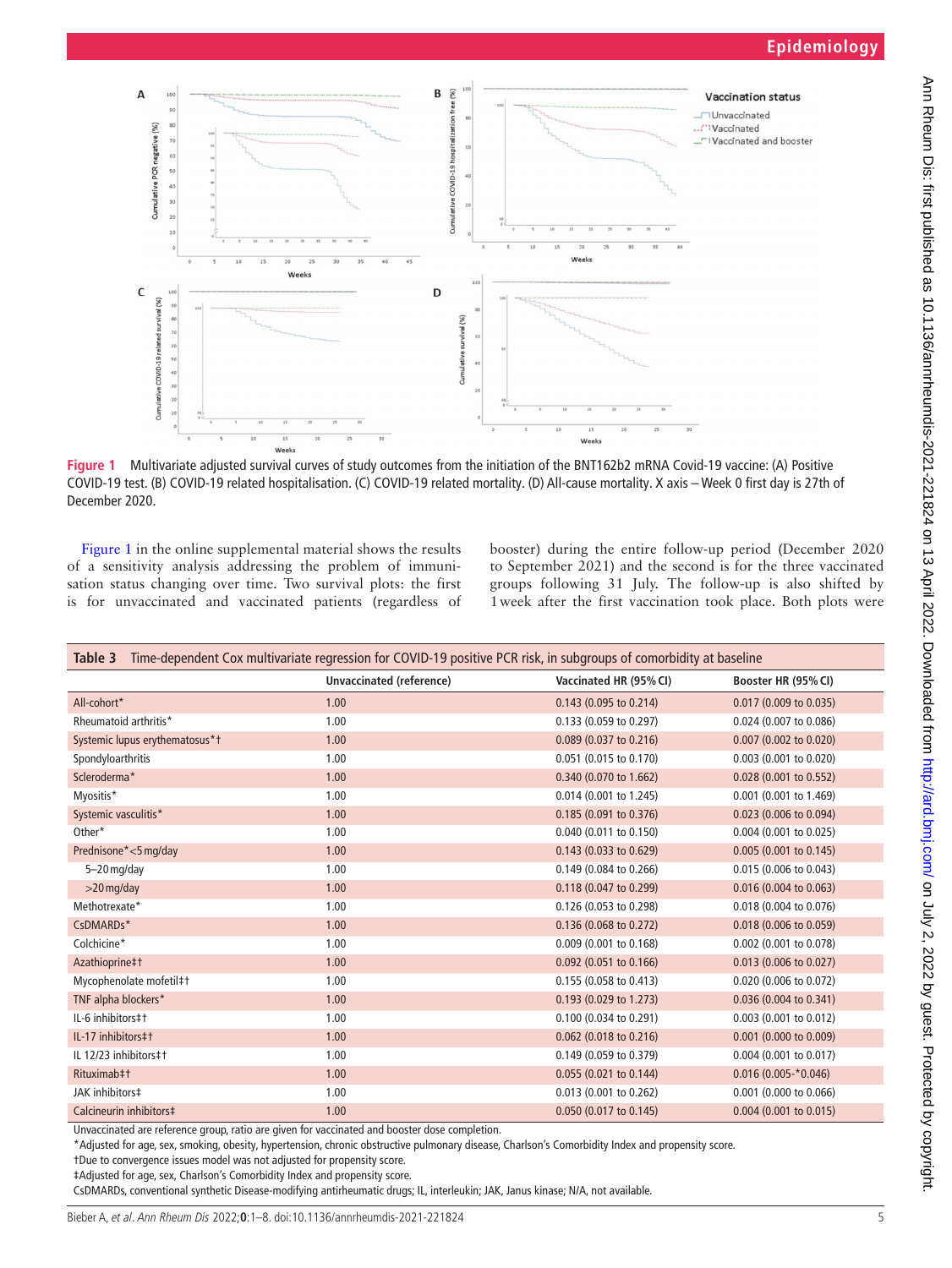Figure 1 Multivariate adjusted survival curves of study outcomes from the initiation of the BNT162b2 mRNA Covid-19 vaccine: (A) Positive COVID-19 test. (B) COVID-19 related hospitalisation. (C) COVID-19 related mortality. (D) All-cause mortality. X axis – Week 0 first day is 27th of December 2020.

Figure 1 in the online supplemental material shows the results of a sensitivity analysis addressing the problem of immunisation status changing over time. Two survival plots: the first is for unvaccinated and vaccinated patients (regardless of booster) during the entire follow-up period (December 2020 to September 2021) and the second is for the three vaccinated groups following 31 July. The follow-up is also shifted by 1 week after the first vaccination took place. Both plots were

**Table 3** Time-dependent Cox multivariate regression for COVID-19 positive PCR risk, in subgroups of comorbidity at baseline

| | Unvaccinated (reference) | Vaccinated HR (95% CI) | Booster HR (95% CI) |
|---|---|---|---|
| All-cohort* | 1.00 | 0.143 (0.095 to 0.214) | 0.017 (0.009 to 0.035) |
| Rheumatoid arthritis* | 1.00 | 0.133 (0.059 to 0.297) | 0.024 (0.007 to 0.086) |
| Systemic lupus erythematosus*† | 1.00 | 0.089 (0.037 to 0.216) | 0.007 (0.002 to 0.020) |
| Spondyloarthritis | 1.00 | 0.051 (0.015 to 0.170) | 0.003 (0.001 to 0.020) |
| Scleroderma* | 1.00 | 0.340 (0.070 to 1.662) | 0.028 (0.001 to 0.552) |
| Myositis* | 1.00 | 0.014 (0.001 to 1.245) | 0.001 (0.001 to 1.469) |
| Systemic vasculitis* | 1.00 | 0.185 (0.091 to 0.376) | 0.023 (0.006 to 0.094) |
| Other* | 1.00 | 0.040 (0.011 to 0.150) | 0.004 (0.001 to 0.025) |
| Prednisone* <5 mg/day | 1.00 | 0.143 (0.033 to 0.629) | 0.005 (0.001 to 0.145) |
| 5–20 mg/day | 1.00 | 0.149 (0.084 to 0.266) | 0.015 (0.006 to 0.043) |
| >20 mg/day | 1.00 | 0.118 (0.047 to 0.299) | 0.016 (0.004 to 0.063) |
| Methotrexate* | 1.00 | 0.126 (0.053 to 0.298) | 0.018 (0.004 to 0.076) |
| CsDMARDs* | 1.00 | 0.136 (0.068 to 0.272) | 0.018 (0.006 to 0.059) |
| Colchicine* | 1.00 | 0.009 (0.001 to 0.168) | 0.002 (0.001 to 0.078) |
| Azathioprine‡† | 1.00 | 0.092 (0.051 to 0.166) | 0.013 (0.006 to 0.027) |
| Mycophenolate mofetil‡† | 1.00 | 0.155 (0.058 to 0.413) | 0.020 (0.006 to 0.072) |
| TNF alpha blockers* | 1.00 | 0.193 (0.029 to 1.273) | 0.036 (0.004 to 0.341) |
| IL-6 inhibitors‡† | 1.00 | 0.100 (0.034 to 0.291) | 0.003 (0.001 to 0.012) |
| IL-17 inhibitors‡† | 1.00 | 0.062 (0.018 to 0.216) | 0.001 (0.000 to 0.009) |
| IL 12/23 inhibitors‡† | 1.00 | 0.149 (0.059 to 0.379) | 0.004 (0.001 to 0.017) |
| Rituximab‡† | 1.00 | 0.055 (0.021 to 0.144) | 0.016 (0.005-*0.046) |
| JAK inhibitors‡ | 1.00 | 0.013 (0.001 to 0.262) | 0.001 (0.000 to 0.066) |
| Calcineurin inhibitors‡ | 1.00 | 0.050 (0.017 to 0.145) | 0.004 (0.001 to 0.015) |

Unvaccinated are reference group, ratio are given for vaccinated and booster dose completion.

*Adjusted for age, sex, smoking, obesity, hypertension, chronic obstructive pulmonary disease, Charlson's Comorbidity Index and propensity score.

†Due to convergence issues model was not adjusted for propensity score.

‡Adjusted for age, sex, Charlson's Comorbidity Index and propensity score.

CsDMARDs, conventional synthetic Disease-modifying antirheumatic drugs; IL, interleukin; JAK, Janus kinase; N/A, not available.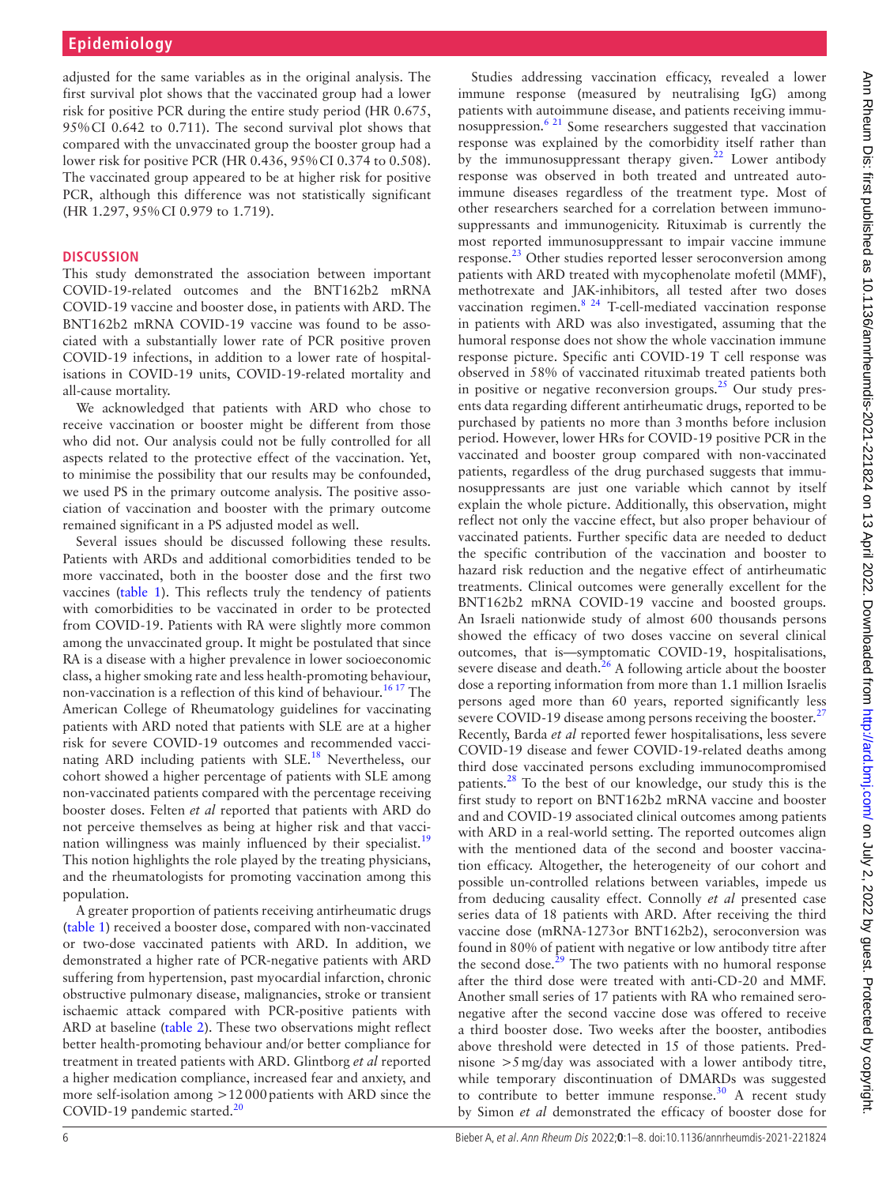adjusted for the same variables as in the original analysis. The first survival plot shows that the vaccinated group had a lower risk for positive PCR during the entire study period (HR 0.675, 95% CI 0.642 to 0.711). The second survival plot shows that compared with the unvaccinated group the booster group had a lower risk for positive PCR (HR 0.436, 95% CI 0.374 to 0.508). The vaccinated group appeared to be at higher risk for positive PCR, although this difference was not statistically significant (HR 1.297, 95% CI 0.979 to 1.719).

## DISCUSSION

This study demonstrated the association between important COVID-19-related outcomes and the BNT162b2 mRNA COVID-19 vaccine and booster dose, in patients with ARD. The BNT162b2 mRNA COVID-19 vaccine was found to be associated with a substantially lower rate of PCR positive proven COVID-19 infections, in addition to a lower rate of hospitalisations in COVID-19 units, COVID-19-related mortality and all-cause mortality.

We acknowledged that patients with ARD who chose to receive vaccination or booster might be different from those who did not. Our analysis could not be fully controlled for all aspects related to the protective effect of the vaccination. Yet, to minimise the possibility that our results may be confounded, we used PS in the primary outcome analysis. The positive association of vaccination and booster with the primary outcome remained significant in a PS adjusted model as well.

Several issues should be discussed following these results. Patients with ARDs and additional comorbidities tended to be more vaccinated, both in the booster dose and the first two vaccines (table 1). This reflects truly the tendency of patients with comorbidities to be vaccinated in order to be protected from COVID-19. Patients with RA were slightly more common among the unvaccinated group. It might be postulated that since RA is a disease with a higher prevalence in lower socioeconomic class, a higher smoking rate and less health-promoting behaviour, non-vaccination is a reflection of this kind of behaviour.[16,17] The American College of Rheumatology guidelines for vaccinating patients with ARD noted that patients with SLE are at a higher risk for severe COVID-19 outcomes and recommended vaccinating ARD including patients with SLE.[18] Nevertheless, our cohort showed a higher percentage of patients with SLE among non-vaccinated patients compared with the percentage receiving booster doses. Felten *et al* reported that patients with ARD do not perceive themselves as being at higher risk and that vaccination willingness was mainly influenced by their specialist.[19] This notion highlights the role played by the treating physicians, and the rheumatologists for promoting vaccination among this population.

A greater proportion of patients receiving antirheumatic drugs (table 1) received a booster dose, compared with non-vaccinated or two-dose vaccinated patients with ARD. In addition, we demonstrated a higher rate of PCR-negative patients with ARD suffering from hypertension, past myocardial infarction, chronic obstructive pulmonary disease, malignancies, stroke or transient ischaemic attack compared with PCR-positive patients with ARD at baseline (table 2). These two observations might reflect better health-promoting behaviour and/or better compliance for treatment in treated patients with ARD. Glintborg *et al* reported a higher medication compliance, increased fear and anxiety, and more self-isolation among >12 000 patients with ARD since the COVID-19 pandemic started.[20]

Studies addressing vaccination efficacy, revealed a lower immune response (measured by neutralising IgG) among patients with autoimmune disease, and patients receiving immunosuppression.[6,21] Some researchers suggested that vaccination response was explained by the comorbidity itself rather than by the immunosuppressant therapy given.[22] Lower antibody response was observed in both treated and untreated autoimmune diseases regardless of the treatment type. Most of other researchers searched for a correlation between immunosuppressants and immunogenicity. Rituximab is currently the most reported immunosuppressant to impair vaccine immune response.[23] Other studies reported lesser seroconversion among patients with ARD treated with mycophenolate mofetil (MMF), methotrexate and JAK-inhibitors, all tested after two doses vaccination regimen.[8,24] T-cell-mediated vaccination response in patients with ARD was also investigated, assuming that the humoral response does not show the whole vaccination immune response picture. Specific anti COVID-19 T cell response was observed in 58% of vaccinated rituximab treated patients both in positive or negative reconversion groups.[25] Our study presents data regarding different antirheumatic drugs, reported to be purchased by patients no more than 3 months before inclusion period. However, lower HRs for COVID-19 positive PCR in the vaccinated and booster group compared with non-vaccinated patients, regardless of the drug purchased suggests that immunosuppressants are just one variable which cannot by itself explain the whole picture. Additionally, this observation, might reflect not only the vaccine effect, but also proper behaviour of vaccinated patients. Further specific data are needed to deduct the specific contribution of the vaccination and booster to hazard risk reduction and the negative effect of antirheumatic treatments. Clinical outcomes were generally excellent for the BNT162b2 mRNA COVID-19 vaccine and boosted groups. An Israeli nationwide study of almost 600 thousands persons showed the efficacy of two doses vaccine on several clinical outcomes, that is—symptomatic COVID-19, hospitalisations, severe disease and death.[26] A following article about the booster dose a reporting information from more than 1.1 million Israelis persons aged more than 60 years, reported significantly less severe COVID-19 disease among persons receiving the booster.[27] Recently, Barda *et al* reported fewer hospitalisations, less severe COVID-19 disease and fewer COVID-19-related deaths among third dose vaccinated persons excluding immunocompromised patients.[28] To the best of our knowledge, our study this is the first study to report on BNT162b2 mRNA vaccine and booster and and COVID-19 associated clinical outcomes among patients with ARD in a real-world setting. The reported outcomes align with the mentioned data of the second and booster vaccination efficacy. Altogether, the heterogeneity of our cohort and possible un-controlled relations between variables, impede us from deducing causality effect. Connolly *et al* presented case series data of 18 patients with ARD. After receiving the third vaccine dose (mRNA-1273or BNT162b2), seroconversion was found in 80% of patient with negative or low antibody titre after the second dose.[29] The two patients with no humoral response after the third dose were treated with anti-CD-20 and MMF. Another small series of 17 patients with RA who remained seronegative after the second vaccine dose was offered to receive a third booster dose. Two weeks after the booster, antibodies above threshold were detected in 15 of those patients. Prednisone >5 mg/day was associated with a lower antibody titre, while temporary discontinuation of DMARDs was suggested to contribute to better immune response.[30] A recent study by Simon *et al* demonstrated the efficacy of booster dose for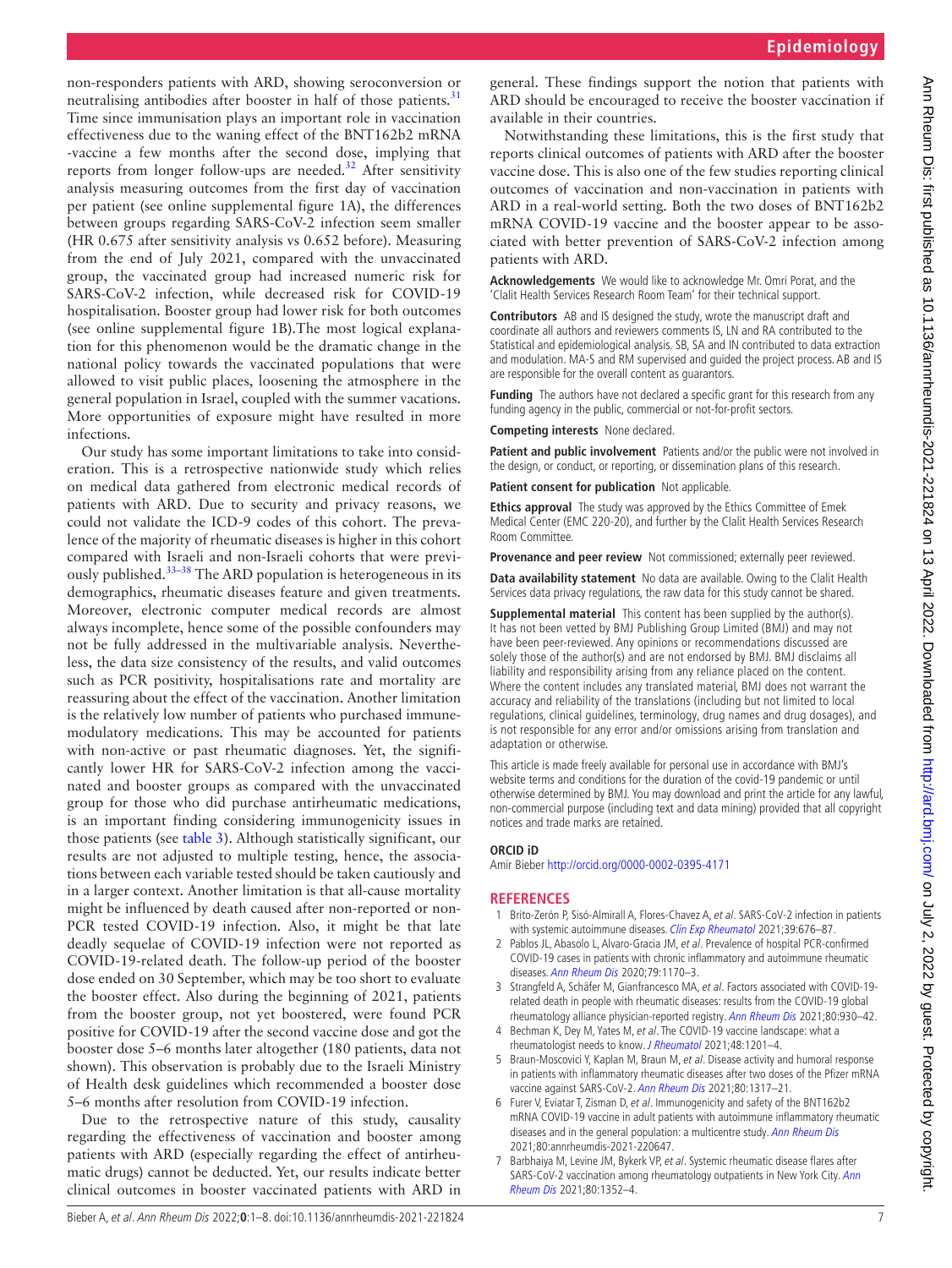non-responders patients with ARD, showing seroconversion or neutralising antibodies after booster in half of those patients.[31] Time since immunisation plays an important role in vaccination effectiveness due to the waning effect of the BNT162b2 mRNA -vaccine a few months after the second dose, implying that reports from longer follow-ups are needed.[32] After sensitivity analysis measuring outcomes from the first day of vaccination per patient (see online supplemental figure 1A), the differences between groups regarding SARS-CoV-2 infection seem smaller (HR 0.675 after sensitivity analysis vs 0.652 before). Measuring from the end of July 2021, compared with the unvaccinated group, the vaccinated group had increased numeric risk for SARS-CoV-2 infection, while decreased risk for COVID-19 hospitalisation. Booster group had lower risk for both outcomes (see online supplemental figure 1B).The most logical explanation for this phenomenon would be the dramatic change in the national policy towards the vaccinated populations that were allowed to visit public places, loosening the atmosphere in the general population in Israel, coupled with the summer vacations. More opportunities of exposure might have resulted in more infections.

Our study has some important limitations to take into consideration. This is a retrospective nationwide study which relies on medical data gathered from electronic medical records of patients with ARD. Due to security and privacy reasons, we could not validate the ICD-9 codes of this cohort. The prevalence of the majority of rheumatic diseases is higher in this cohort compared with Israeli and non-Israeli cohorts that were previously published.[33–38] The ARD population is heterogeneous in its demographics, rheumatic diseases feature and given treatments. Moreover, electronic computer medical records are almost always incomplete, hence some of the possible confounders may not be fully addressed in the multivariable analysis. Nevertheless, the data size consistency of the results, and valid outcomes such as PCR positivity, hospitalisations rate and mortality are reassuring about the effect of the vaccination. Another limitation is the relatively low number of patients who purchased immunemodulatory medications. This may be accounted for patients with non-active or past rheumatic diagnoses. Yet, the significantly lower HR for SARS-CoV-2 infection among the vaccinated and booster groups as compared with the unvaccinated group for those who did purchase antirheumatic medications, is an important finding considering immunogenicity issues in those patients (see table 3). Although statistically significant, our results are not adjusted to multiple testing, hence, the associations between each variable tested should be taken cautiously and in a larger context. Another limitation is that all-cause mortality might be influenced by death caused after non-reported or non-PCR tested COVID-19 infection. Also, it might be that late deadly sequelae of COVID-19 infection were not reported as COVID-19-related death. The follow-up period of the booster dose ended on 30 September, which may be too short to evaluate the booster effect. Also during the beginning of 2021, patients from the booster group, not yet boostered, were found PCR positive for COVID-19 after the second vaccine dose and got the booster dose 5–6 months later altogether (180 patients, data not shown). This observation is probably due to the Israeli Ministry of Health desk guidelines which recommended a booster dose 5–6 months after resolution from COVID-19 infection.

Due to the retrospective nature of this study, causality regarding the effectiveness of vaccination and booster among patients with ARD (especially regarding the effect of antirheumatic drugs) cannot be deducted. Yet, our results indicate better clinical outcomes in booster vaccinated patients with ARD in general. These findings support the notion that patients with ARD should be encouraged to receive the booster vaccination if available in their countries.

Notwithstanding these limitations, this is the first study that reports clinical outcomes of patients with ARD after the booster vaccine dose. This is also one of the few studies reporting clinical outcomes of vaccination and non-vaccination in patients with ARD in a real-world setting. Both the two doses of BNT162b2 mRNA COVID-19 vaccine and the booster appear to be associated with better prevention of SARS-CoV-2 infection among patients with ARD.

**Acknowledgements** We would like to acknowledge Mr. Omri Porat, and the 'Clalit Health Services Research Room Team' for their technical support.

**Contributors** AB and IS designed the study, wrote the manuscript draft and coordinate all authors and reviewers comments IS, LN and RA contributed to the Statistical and epidemiological analysis. SB, SA and IN contributed to data extraction and modulation. MA-S and RM supervised and guided the project process. AB and IS are responsible for the overall content as guarantors.

**Funding** The authors have not declared a specific grant for this research from any funding agency in the public, commercial or not-for-profit sectors.

**Competing interests** None declared.

**Patient and public involvement** Patients and/or the public were not involved in the design, or conduct, or reporting, or dissemination plans of this research.

**Patient consent for publication** Not applicable.

**Ethics approval** The study was approved by the Ethics Committee of Emek Medical Center (EMC 220-20), and further by the Clalit Health Services Research Room Committee.

**Provenance and peer review** Not commissioned; externally peer reviewed.

**Data availability statement** No data are available. Owing to the Clalit Health Services data privacy regulations, the raw data for this study cannot be shared.

**Supplemental material** This content has been supplied by the author(s). It has not been vetted by BMJ Publishing Group Limited (BMJ) and may not have been peer-reviewed. Any opinions or recommendations discussed are solely those of the author(s) and are not endorsed by BMJ. BMJ disclaims all liability and responsibility arising from any reliance placed on the content. Where the content includes any translated material, BMJ does not warrant the accuracy and reliability of the translations (including but not limited to local regulations, clinical guidelines, terminology, drug names and drug dosages), and is not responsible for any error and/or omissions arising from translation and adaptation or otherwise.

This article is made freely available for personal use in accordance with BMJ's website terms and conditions for the duration of the covid-19 pandemic or until otherwise determined by BMJ. You may download and print the article for any lawful, non-commercial purpose (including text and data mining) provided that all copyright notices and trade marks are retained.

## ORCID iD

Amir Bieber http://orcid.org/0000-0002-0395-4171

## REFERENCES

1. Brito-Zerón P, Sisó-Almirall A, Flores-Chavez A, *et al*. SARS-CoV-2 infection in patients with systemic autoimmune diseases. *Clin Exp Rheumatol* 2021;39:676–87.
2. Pablos JL, Abasolo L, Alvaro-Gracia JM, *et al*. Prevalence of hospital PCR-confirmed COVID-19 cases in patients with chronic inflammatory and autoimmune rheumatic diseases. *Ann Rheum Dis* 2020;79:1170–3.
3. Strangfeld A, Schäfer M, Gianfrancesco MA, *et al*. Factors associated with COVID-19-related death in people with rheumatic diseases: results from the COVID-19 global rheumatology alliance physician-reported registry. *Ann Rheum Dis* 2021;80:930–42.
4. Bechman K, Dey M, Yates M, *et al*. The COVID-19 vaccine landscape: what a rheumatologist needs to know. *J Rheumatol* 2021;48:1201–4.
5. Braun-Moscovici Y, Kaplan M, Braun M, *et al*. Disease activity and humoral response in patients with inflammatory rheumatic diseases after two doses of the Pfizer mRNA vaccine against SARS-CoV-2. *Ann Rheum Dis* 2021;80:1317–21.
6. Furer V, Eviatar T, Zisman D, *et al*. Immunogenicity and safety of the BNT162b2 mRNA COVID-19 vaccine in adult patients with autoimmune inflammatory rheumatic diseases and in the general population: a multicentre study. *Ann Rheum Dis* 2021;80:annrheumdis-2021-220647.
7. Barbhaiya M, Levine JM, Bykerk VP, *et al*. Systemic rheumatic disease flares after SARS-CoV-2 vaccination among rheumatology outpatients in New York City. *Ann Rheum Dis* 2021;80:1352–4.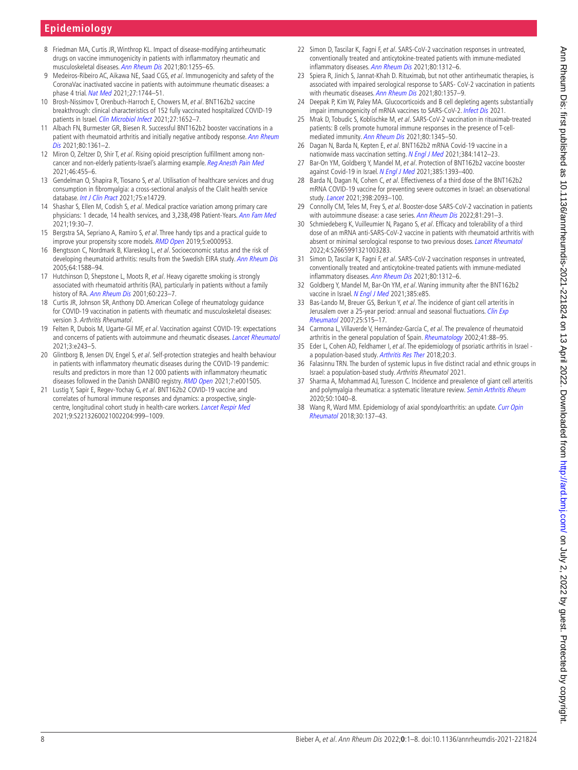8 Friedman MA, Curtis JR, Winthrop KL. Impact of disease-modifying antirheumatic drugs on vaccine immunogenicity in patients with inflammatory rheumatic and musculoskeletal diseases. *Ann Rheum Dis* 2021;80:1255–65.

9 Medeiros-Ribeiro AC, Aikawa NE, Saad CGS, *et al*. Immunogenicity and safety of the CoronaVac inactivated vaccine in patients with autoimmune rheumatic diseases: a phase 4 trial. *Nat Med* 2021;27:1744–51.

10 Brosh-Nissimov T, Orenbuch-Harroch E, Chowers M, *et al*. BNT162b2 vaccine breakthrough: clinical characteristics of 152 fully vaccinated hospitalized COVID-19 patients in Israel. *Clin Microbiol Infect* 2021;27:1652–7.

11 Albach FN, Burmester GR, Biesen R. Successful BNT162b2 booster vaccinations in a patient with rheumatoid arthritis and initially negative antibody response. *Ann Rheum Dis* 2021;80:1361–2.

12 Miron O, Zeltzer D, Shir T, *et al*. Rising opioid prescription fulfillment among non-cancer and non-elderly patients-Israel's alarming example. *Reg Anesth Pain Med* 2021;46:455–6.

13 Gendelman O, Shapira R, Tiosano S, *et al*. Utilisation of healthcare services and drug consumption in fibromyalgia: a cross-sectional analysis of the Clalit health service database. *Int J Clin Pract* 2021;75:e14729.

14 Shashar S, Ellen M, Codish S, *et al*. Medical practice variation among primary care physicians: 1 decade, 14 health services, and 3,238,498 Patient-Years. *Ann Fam Med* 2021;19:30–7.

15 Bergstra SA, Sepriano A, Ramiro S, *et al*. Three handy tips and a practical guide to improve your propensity score models. *RMD Open* 2019;5:e000953.

16 Bengtsson C, Nordmark B, Klareskog L, *et al*. Socioeconomic status and the risk of developing rheumatoid arthritis: results from the Swedish EIRA study. *Ann Rheum Dis* 2005;64:1588–94.

17 Hutchinson D, Shepstone L, Moots R, *et al*. Heavy cigarette smoking is strongly associated with rheumatoid arthritis (RA), particularly in patients without a family history of RA. *Ann Rheum Dis* 2001;60:223–7.

18 Curtis JR, Johnson SR, Anthony DD. American College of rheumatology guidance for COVID-19 vaccination in patients with rheumatic and musculoskeletal diseases: version 3. *Arthritis Rheumatol*.

19 Felten R, Dubois M, Ugarte-Gil MF, *et al*. Vaccination against COVID-19: expectations and concerns of patients with autoimmune and rheumatic diseases. *Lancet Rheumatol* 2021;3:e243–5.

20 Glintborg B, Jensen DV, Engel S, *et al*. Self-protection strategies and health behaviour in patients with inflammatory rheumatic diseases during the COVID-19 pandemic: results and predictors in more than 12 000 patients with inflammatory rheumatic diseases followed in the Danish DANBIO registry. *RMD Open* 2021;7:e001505.

21 Lustig Y, Sapir E, Regev-Yochay G, *et al*. BNT162b2 COVID-19 vaccine and correlates of humoral immune responses and dynamics: a prospective, single-centre, longitudinal cohort study in health-care workers. *Lancet Respir Med* 2021;9:S2213260021002204:999–1009.

22 Simon D, Tascilar K, Fagni F, *et al*. SARS-CoV-2 vaccination responses in untreated, conventionally treated and anticytokine-treated patients with immune-mediated inflammatory diseases. *Ann Rheum Dis* 2021;80:1312–6.

23 Spiera R, Jinich S, Jannat-Khah D. Rituximab, but not other antirheumatic therapies, is associated with impaired serological response to SARS- CoV-2 vaccination in patients with rheumatic diseases. *Ann Rheum Dis* 2021;80:1357–9.

24 Deepak P, Kim W, Paley MA. Glucocorticoids and B cell depleting agents substantially impair immunogenicity of mRNA vaccines to SARS-CoV-2. *Infect Dis* 2021.

25 Mrak D, Tobudic S, Koblischke M, *et al*. SARS-CoV-2 vaccination in rituximab-treated patients: B cells promote humoral immune responses in the presence of T-cell-mediated immunity. *Ann Rheum Dis* 2021;80:1345–50.

26 Dagan N, Barda N, Kepten E, *et al*. BNT162b2 mRNA Covid-19 vaccine in a nationwide mass vaccination setting. *N Engl J Med* 2021;384:1412–23.

27 Bar-On YM, Goldberg Y, Mandel M, *et al*. Protection of BNT162b2 vaccine booster against Covid-19 in Israel. *N Engl J Med* 2021;385:1393–400.

28 Barda N, Dagan N, Cohen C, *et al*. Effectiveness of a third dose of the BNT162b2 mRNA COVID-19 vaccine for preventing severe outcomes in Israel: an observational study. *Lancet* 2021;398:2093–100.

29 Connolly CM, Teles M, Frey S, *et al*. Booster-dose SARS-CoV-2 vaccination in patients with autoimmune disease: a case series. *Ann Rheum Dis* 2022;81:291–3.

30 Schmiedeberg K, Vuilleumier N, Pagano S, *et al*. Efficacy and tolerability of a third dose of an mRNA anti-SARS-CoV-2 vaccine in patients with rheumatoid arthritis with absent or minimal serological response to two previous doses. *Lancet Rheumatol* 2022;4:S2665991321003283.

31 Simon D, Tascilar K, Fagni F, *et al*. SARS-CoV-2 vaccination responses in untreated, conventionally treated and anticytokine-treated patients with immune-mediated inflammatory diseases. *Ann Rheum Dis* 2021;80:1312–6.

32 Goldberg Y, Mandel M, Bar-On YM, *et al*. Waning immunity after the BNT162b2 vaccine in Israel. *N Engl J Med* 2021;385:e85.

33 Bas-Lando M, Breuer GS, Berkun Y, *et al*. The incidence of giant cell arteritis in Jerusalem over a 25-year period: annual and seasonal fluctuations. *Clin Exp Rheumatol* 2007;25:S15–17.

34 Carmona L, Villaverde V, Hernández-García C, *et al*. The prevalence of rheumatoid arthritis in the general population of Spain. *Rheumatology* 2002;41:88–95.

35 Eder L, Cohen AD, Feldhamer I, *et al*. The epidemiology of psoriatic arthritis in Israel - a population-based study. *Arthritis Res Ther* 2018;20:3.

36 Falasinnu TRN. The burden of systemic lupus in five distinct racial and ethnic groups in Israel: a population-based study. *Arthritis Rheumatol* 2021.

37 Sharma A, Mohammad AJ, Turesson C. Incidence and prevalence of giant cell arteritis and polymyalgia rheumatica: a systematic literature review. *Semin Arthritis Rheum* 2020;50:1040–8.

38 Wang R, Ward MM. Epidemiology of axial spondyloarthritis: an update. *Curr Opin Rheumatol* 2018;30:137–43.